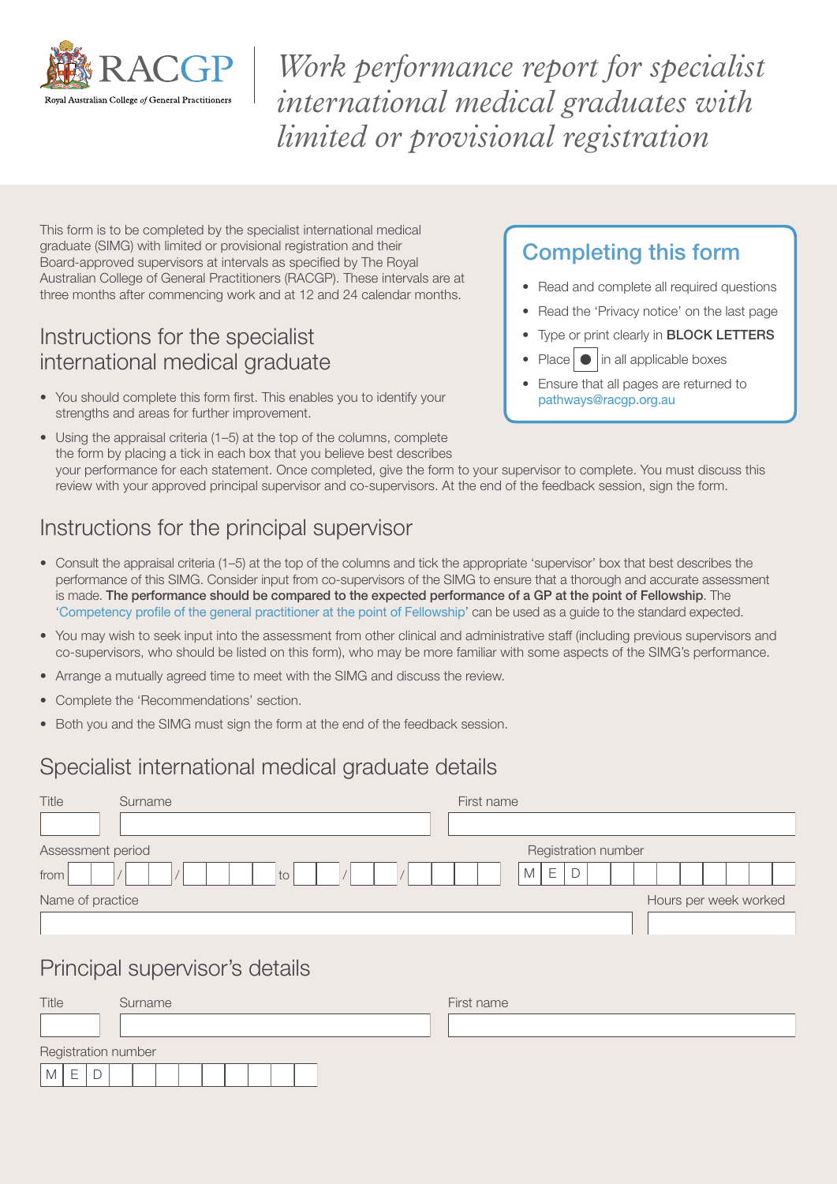RACGP

Royal Australian College of General Practitioners

# *Work performance report for specialist international medical graduates with limited or provisional registration*

This form is to be completed by the specialist international medical graduate (SIMG) with limited or provisional registration and their Board-approved supervisors at intervals as specified by The Royal Australian College of General Practitioners (RACGP). These intervals are at three months after commencing work and at 12 and 24 calendar months.

## Completing this form

- Read and complete all required questions
- Read the 'Privacy notice' on the last page
- Type or print clearly in **BLOCK LETTERS**
- Place ● in all applicable boxes
- Ensure that all pages are returned to pathways@racgp.org.au

## Instructions for the specialist international medical graduate

- You should complete this form first. This enables you to identify your strengths and areas for further improvement.
- Using the appraisal criteria (1–5) at the top of the columns, complete the form by placing a tick in each box that you believe best describes your performance for each statement. Once completed, give the form to your supervisor to complete. You must discuss this review with your approved principal supervisor and co-supervisors. At the end of the feedback session, sign the form.

## Instructions for the principal supervisor

- Consult the appraisal criteria (1–5) at the top of the columns and tick the appropriate 'supervisor' box that best describes the performance of this SIMG. Consider input from co-supervisors of the SIMG to ensure that a thorough and accurate assessment is made. **The performance should be compared to the expected performance of a GP at the point of Fellowship**. The 'Competency profile of the general practitioner at the point of Fellowship' can be used as a guide to the standard expected.
- You may wish to seek input into the assessment from other clinical and administrative staff (including previous supervisors and co-supervisors, who should be listed on this form), who may be more familiar with some aspects of the SIMG's performance.
- Arrange a mutually agreed time to meet with the SIMG and discuss the review.
- Complete the 'Recommendations' section.
- Both you and the SIMG must sign the form at the end of the feedback session.

## Specialist international medical graduate details

Title ______ Surname ______________________ First name ______________________

Assessment period from ___ / ___ / ______ to ___ / ___ / ______

Registration number MED __________

Name of practice ______________________ Hours per week worked ______

## Principal supervisor's details

Title ______ Surname ______________________ First name ______________________

Registration number MED __________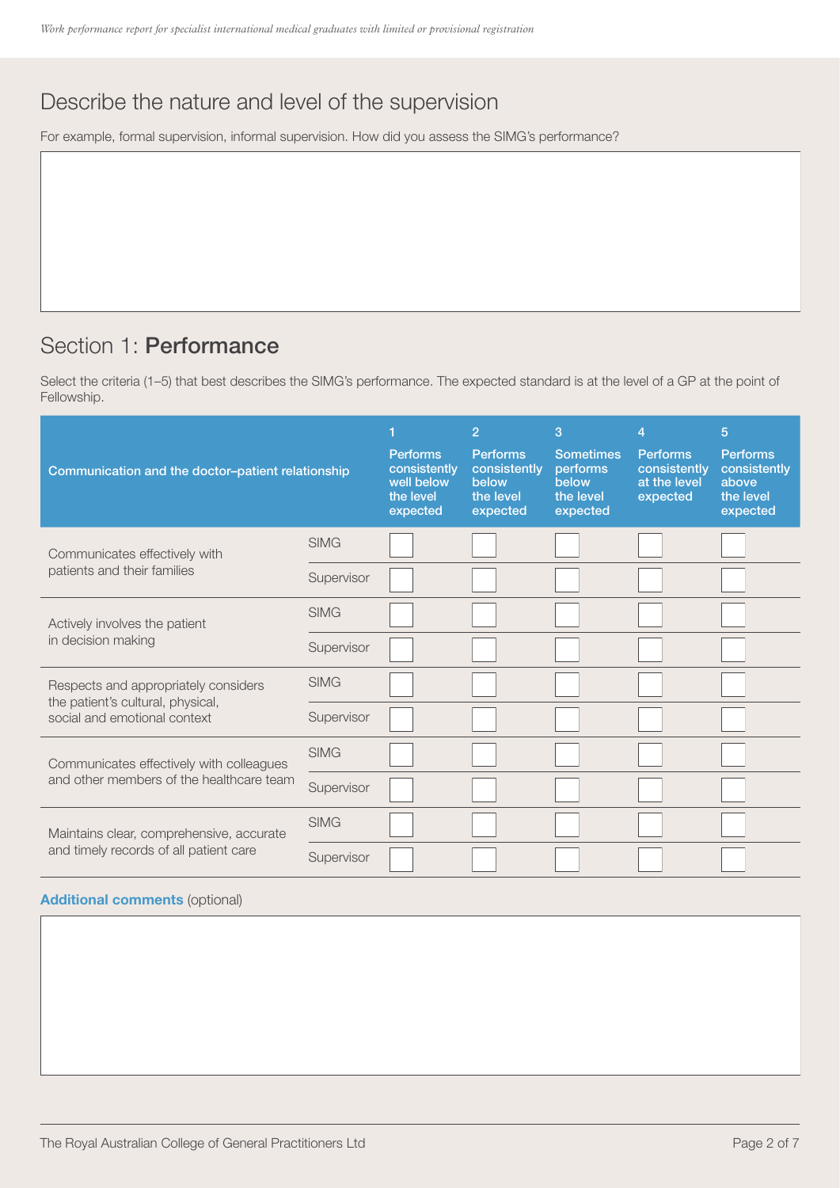## Describe the nature and level of the supervision

For example, formal supervision, informal supervision. How did you assess the SIMG's performance?

## Section 1: **Performance**

Select the criteria (1–5) that best describes the SIMG's performance. The expected standard is at the level of a GP at the point of Fellowship.

| Communication and the doctor–patient relationship | | 1 Performs consistently well below the level expected | 2 Performs consistently below the level expected | 3 Sometimes performs below the level expected | 4 Performs consistently at the level expected | 5 Performs consistently above the level expected |
|---|---|---|---|---|---|---|
| Communicates effectively with patients and their families | SIMG | | | | | |
| | Supervisor | | | | | |
| Actively involves the patient in decision making | SIMG | | | | | |
| | Supervisor | | | | | |
| Respects and appropriately considers the patient's cultural, physical, social and emotional context | SIMG | | | | | |
| | Supervisor | | | | | |
| Communicates effectively with colleagues and other members of the healthcare team | SIMG | | | | | |
| | Supervisor | | | | | |
| Maintains clear, comprehensive, accurate and timely records of all patient care | SIMG | | | | | |
| | Supervisor | | | | | |

**Additional comments** (optional)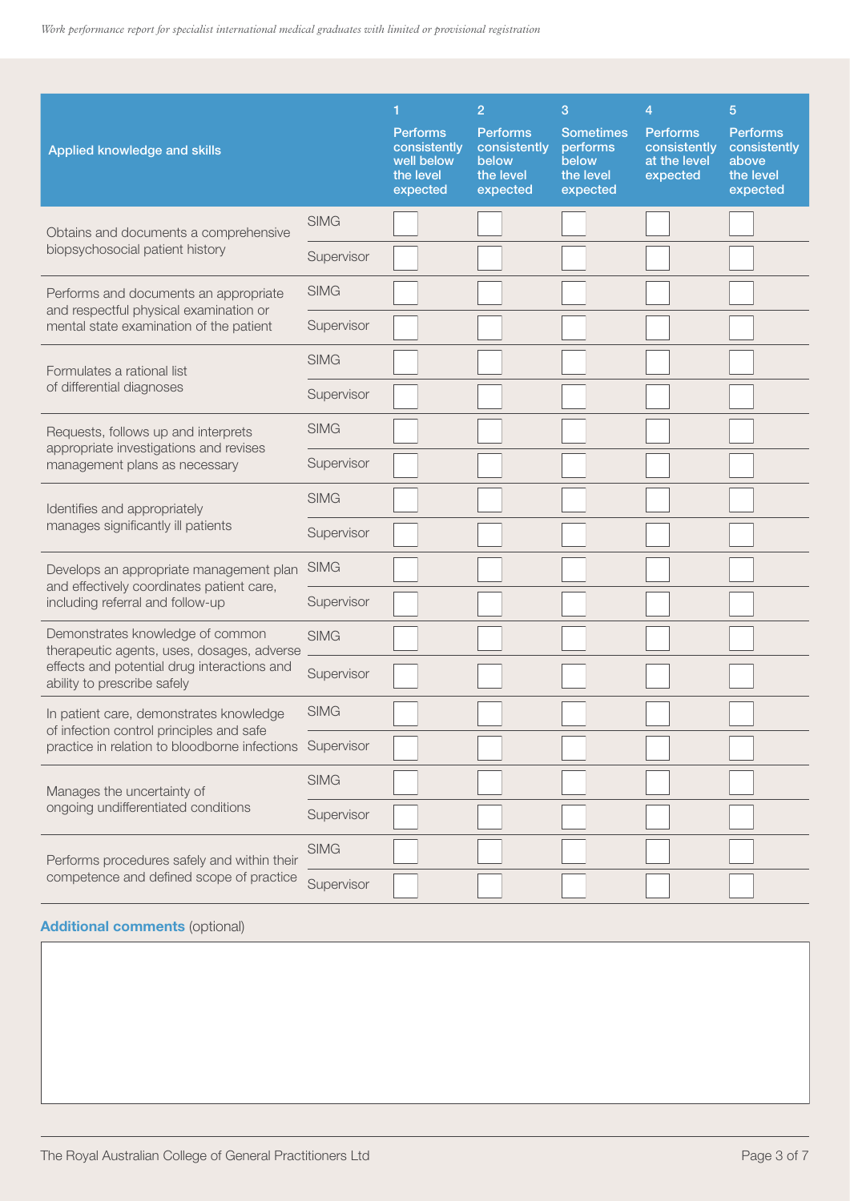| Applied knowledge and skills | | 1<br>Performs consistently well below the level expected | 2<br>Performs consistently below the level expected | 3<br>Sometimes performs below the level expected | 4<br>Performs consistently at the level expected | 5<br>Performs consistently above the level expected |
|---|---|---|---|---|---|---|
| Obtains and documents a comprehensive biopsychosocial patient history | SIMG | | | | | |
| | Supervisor | | | | | |
| Performs and documents an appropriate and respectful physical examination or mental state examination of the patient | SIMG | | | | | |
| | Supervisor | | | | | |
| Formulates a rational list of differential diagnoses | SIMG | | | | | |
| | Supervisor | | | | | |
| Requests, follows up and interprets appropriate investigations and revises management plans as necessary | SIMG | | | | | |
| | Supervisor | | | | | |
| Identifies and appropriately manages significantly ill patients | SIMG | | | | | |
| | Supervisor | | | | | |
| Develops an appropriate management plan and effectively coordinates patient care, including referral and follow-up | SIMG | | | | | |
| | Supervisor | | | | | |
| Demonstrates knowledge of common therapeutic agents, uses, dosages, adverse effects and potential drug interactions and ability to prescribe safely | SIMG | | | | | |
| | Supervisor | | | | | |
| In patient care, demonstrates knowledge of infection control principles and safe practice in relation to bloodborne infections | SIMG | | | | | |
| | Supervisor | | | | | |
| Manages the uncertainty of ongoing undifferentiated conditions | SIMG | | | | | |
| | Supervisor | | | | | |
| Performs procedures safely and within their competence and defined scope of practice | SIMG | | | | | |
| | Supervisor | | | | | |

**Additional comments** (optional)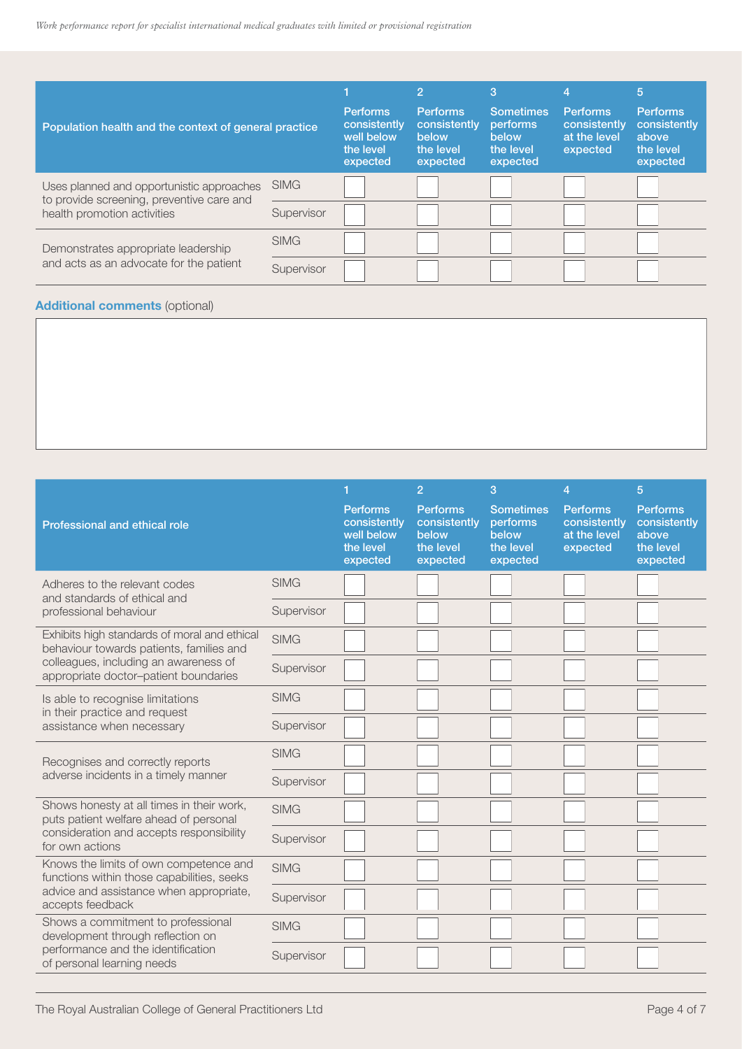| Population health and the context of general practice | | 1<br>Performs consistently well below the level expected | 2<br>Performs consistently below the level expected | 3<br>Sometimes performs below the level expected | 4<br>Performs consistently at the level expected | 5<br>Performs consistently above the level expected |
|---|---|---|---|---|---|---|
| Uses planned and opportunistic approaches to provide screening, preventive care and health promotion activities | SIMG | | | | | |
| | Supervisor | | | | | |
| Demonstrates appropriate leadership and acts as an advocate for the patient | SIMG | | | | | |
| | Supervisor | | | | | |

**Additional comments** (optional)

| Professional and ethical role | | 1<br>Performs consistently well below the level expected | 2<br>Performs consistently below the level expected | 3<br>Sometimes performs below the level expected | 4<br>Performs consistently at the level expected | 5<br>Performs consistently above the level expected |
|---|---|---|---|---|---|---|
| Adheres to the relevant codes and standards of ethical and professional behaviour | SIMG | | | | | |
| | Supervisor | | | | | |
| Exhibits high standards of moral and ethical behaviour towards patients, families and colleagues, including an awareness of appropriate doctor–patient boundaries | SIMG | | | | | |
| | Supervisor | | | | | |
| Is able to recognise limitations in their practice and request assistance when necessary | SIMG | | | | | |
| | Supervisor | | | | | |
| Recognises and correctly reports adverse incidents in a timely manner | SIMG | | | | | |
| | Supervisor | | | | | |
| Shows honesty at all times in their work, puts patient welfare ahead of personal consideration and accepts responsibility for own actions | SIMG | | | | | |
| | Supervisor | | | | | |
| Knows the limits of own competence and functions within those capabilities, seeks advice and assistance when appropriate, accepts feedback | SIMG | | | | | |
| | Supervisor | | | | | |
| Shows a commitment to professional development through reflection on performance and the identification of personal learning needs | SIMG | | | | | |
| | Supervisor | | | | | |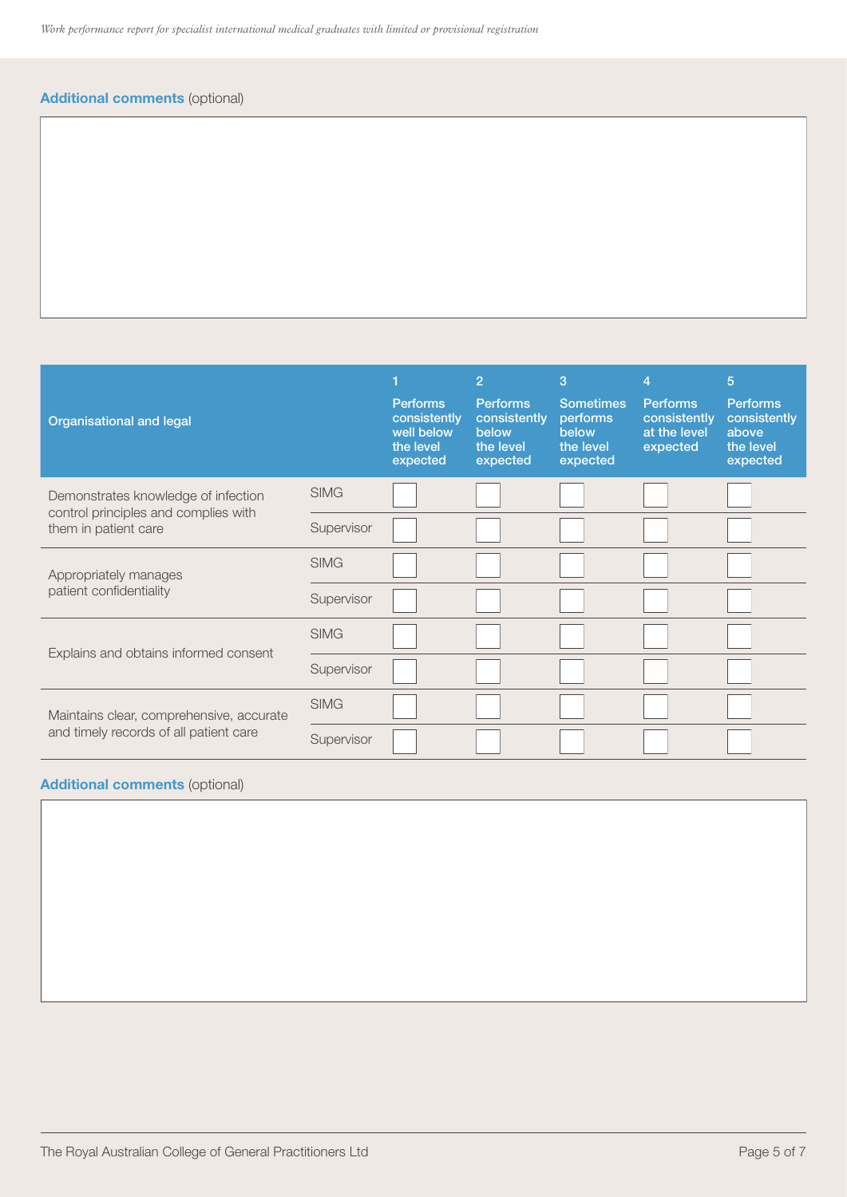**Additional comments** (optional)

| Organisational and legal | | 1 Performs consistently well below the level expected | 2 Performs consistently below the level expected | 3 Sometimes performs below the level expected | 4 Performs consistently at the level expected | 5 Performs consistently above the level expected |
|---|---|---|---|---|---|---|
| Demonstrates knowledge of infection control principles and complies with them in patient care | SIMG | | | | | |
| | Supervisor | | | | | |
| Appropriately manages patient confidentiality | SIMG | | | | | |
| | Supervisor | | | | | |
| Explains and obtains informed consent | SIMG | | | | | |
| | Supervisor | | | | | |
| Maintains clear, comprehensive, accurate and timely records of all patient care | SIMG | | | | | |
| | Supervisor | | | | | |

**Additional comments** (optional)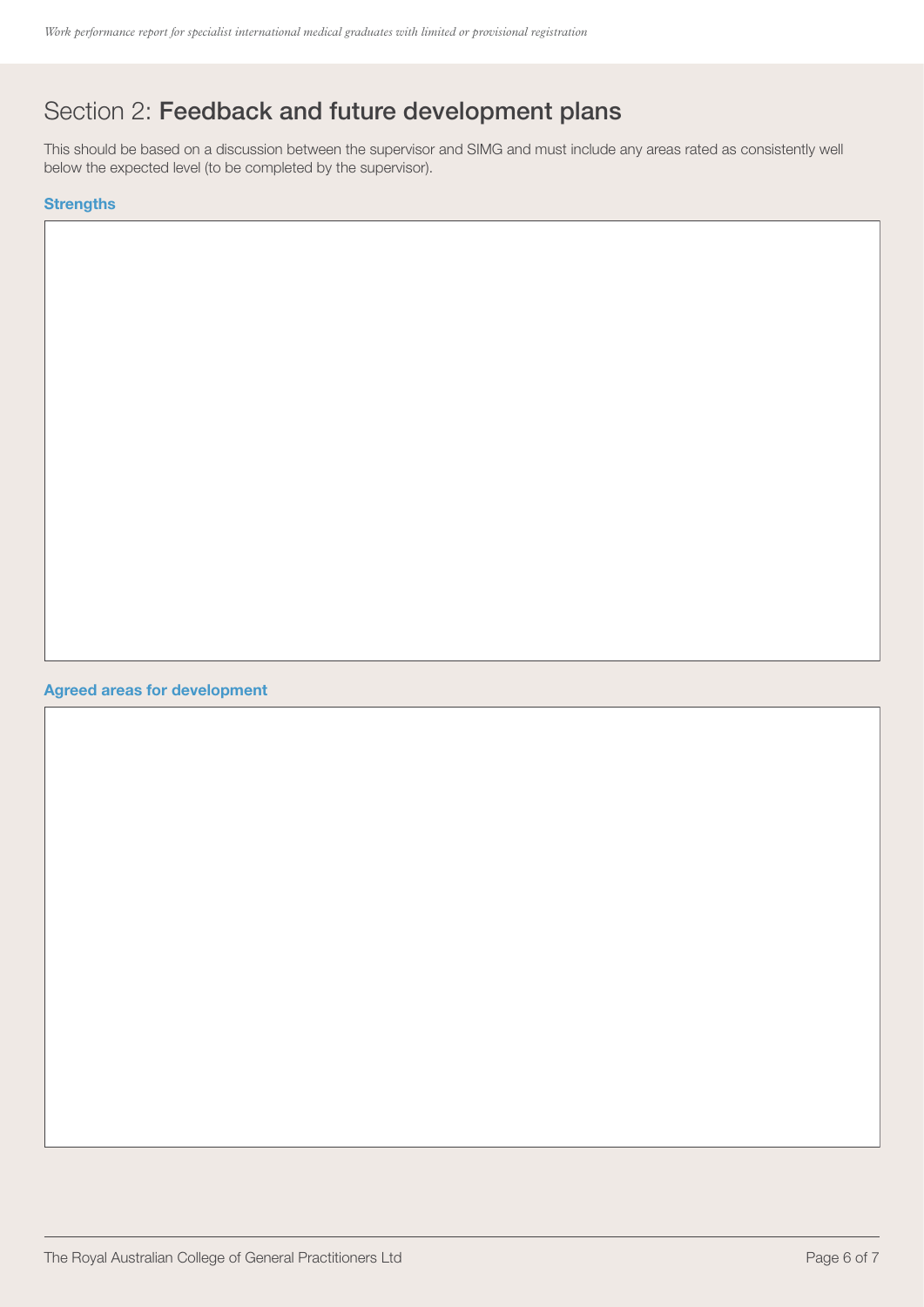## Section 2: **Feedback and future development plans**

This should be based on a discussion between the supervisor and SIMG and must include any areas rated as consistently well below the expected level (to be completed by the supervisor).

**Strengths**

**Agreed areas for development**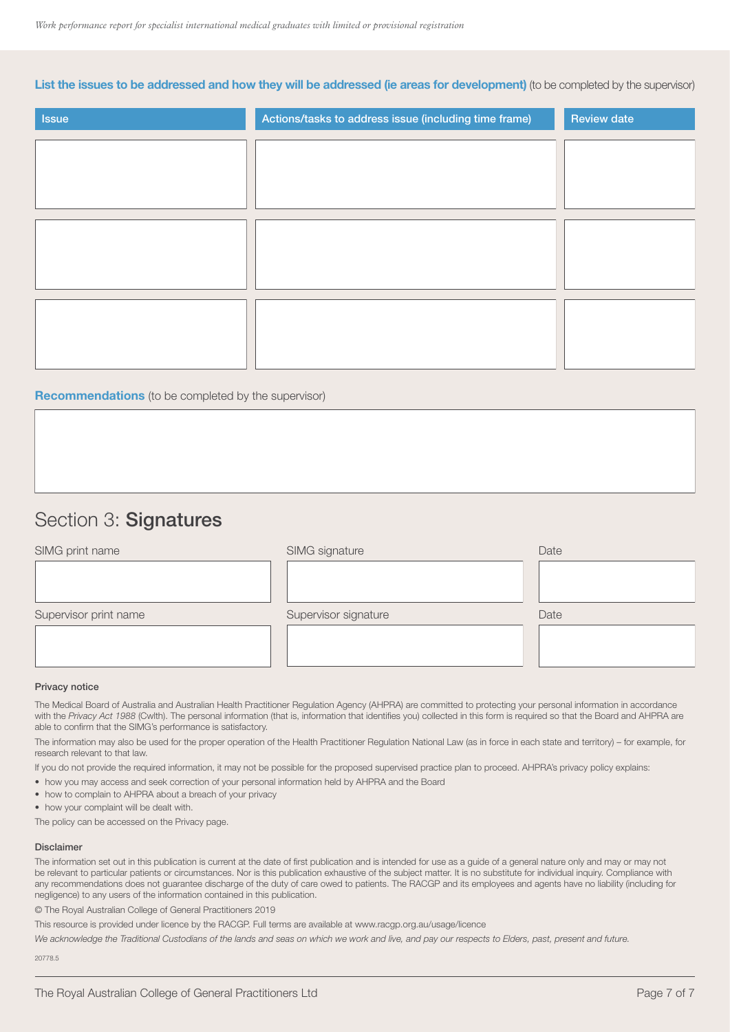**List the issues to be addressed and how they will be addressed (ie areas for development)** (to be completed by the supervisor)

| Issue | Actions/tasks to address issue (including time frame) | Review date |
| --- | --- | --- |
| | | |
| | | |
| | | |

**Recommendations** (to be completed by the supervisor)

| |
| --- |
| |

## Section 3: **Signatures**

| SIMG print name | SIMG signature | Date |
| --- | --- | --- |
| | | |
| **Supervisor print name** | **Supervisor signature** | **Date** |
| | | |

#### Privacy notice

The Medical Board of Australia and Australian Health Practitioner Regulation Agency (AHPRA) are committed to protecting your personal information in accordance with the *Privacy Act 1988* (Cwlth). The personal information (that is, information that identifies you) collected in this form is required so that the Board and AHPRA are able to confirm that the SIMG's performance is satisfactory.

The information may also be used for the proper operation of the Health Practitioner Regulation National Law (as in force in each state and territory) – for example, for research relevant to that law.

If you do not provide the required information, it may not be possible for the proposed supervised practice plan to proceed. AHPRA's privacy policy explains:

- how you may access and seek correction of your personal information held by AHPRA and the Board
- how to complain to AHPRA about a breach of your privacy
- how your complaint will be dealt with.

The policy can be accessed on the Privacy page.

#### Disclaimer

The information set out in this publication is current at the date of first publication and is intended for use as a guide of a general nature only and may or may not be relevant to particular patients or circumstances. Nor is this publication exhaustive of the subject matter. It is no substitute for individual inquiry. Compliance with any recommendations does not guarantee discharge of the duty of care owed to patients. The RACGP and its employees and agents have no liability (including for negligence) to any users of the information contained in this publication.

© The Royal Australian College of General Practitioners 2019

This resource is provided under licence by the RACGP. Full terms are available at www.racgp.org.au/usage/licence

*We acknowledge the Traditional Custodians of the lands and seas on which we work and live, and pay our respects to Elders, past, present and future.*

20778.5